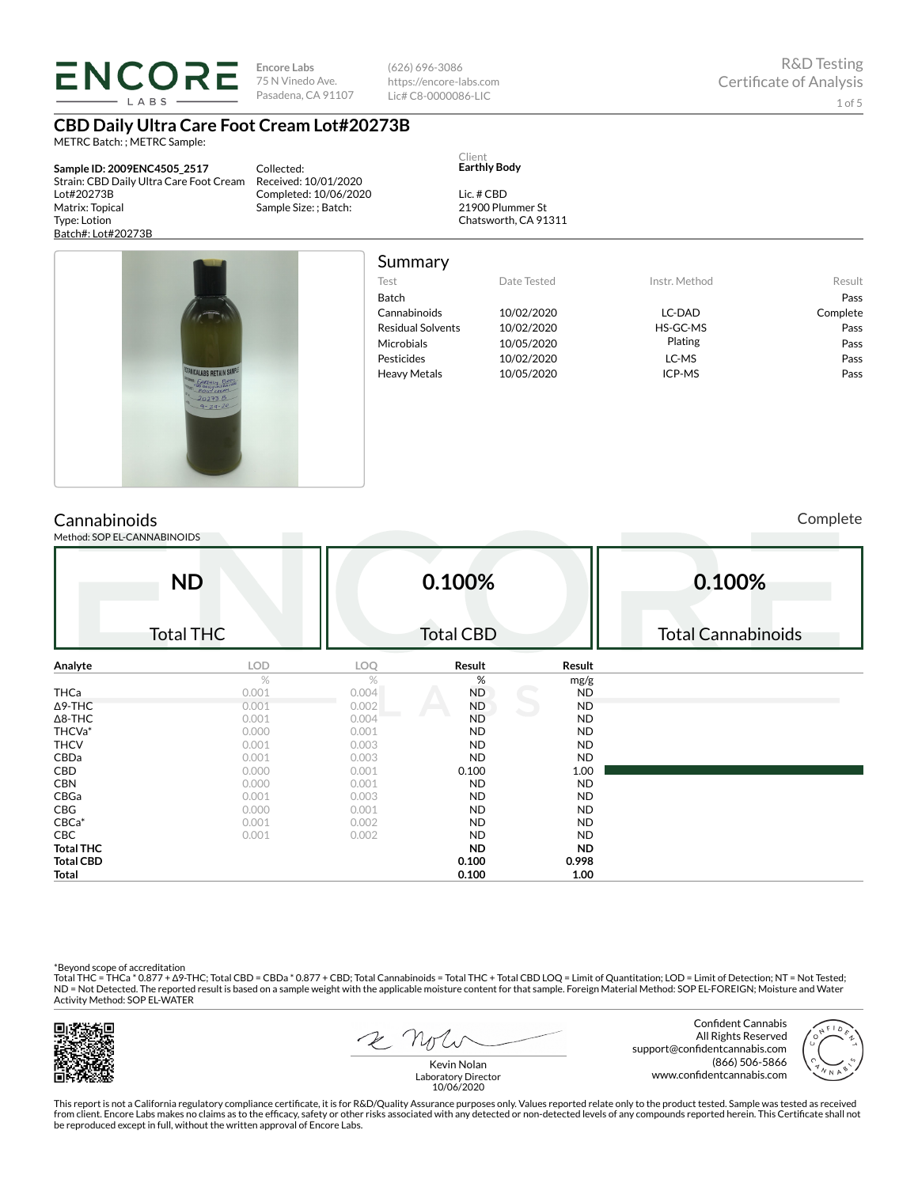**Encore Labs**
75 N Vinedo Ave.
Pasadena, CA 91107

(626) 696-3086
https://encore-labs.com
Lic# C8-0000086-LIC

R&D Testing
Certificate of Analysis

# CBD Daily Ultra Care Foot Cream Lot#20273B

METRC Batch: ; METRC Sample:

**Sample ID: 2009ENC4505_2517**
Strain: CBD Daily Ultra Care Foot Cream Lot#20273B
Matrix: Topical
Type: Lotion
Batch#: Lot#20273B

Collected:
Received: 10/01/2020
Completed: 10/06/2020
Sample Size: ; Batch:

Client
**Earthly Body**

Lic. # CBD
21900 Plummer St
Chatsworth, CA 91311

## Summary

| Test | Date Tested | Instr. Method | Result |
|---|---|---|---|
| Batch | | | Pass |
| Cannabinoids | 10/02/2020 | LC-DAD | Complete |
| Residual Solvents | 10/02/2020 | HS-GC-MS | Pass |
| Microbials | 10/05/2020 | Plating | Pass |
| Pesticides | 10/02/2020 | LC-MS | Pass |
| Heavy Metals | 10/05/2020 | ICP-MS | Pass |

## Cannabinoids

Complete

Method: SOP EL-CANNABINOIDS

| **ND** | **0.100%** | **0.100%** |
|---|---|---|
| Total THC | Total CBD | Total Cannabinoids |

| Analyte | LOD | LOQ | Result | Result |
|---|---|---|---|---|
| | % | % | % | mg/g |
| THCa | 0.001 | 0.004 | ND | ND |
| Δ9-THC | 0.001 | 0.002 | ND | ND |
| Δ8-THC | 0.001 | 0.004 | ND | ND |
| THCVa* | 0.000 | 0.001 | ND | ND |
| THCV | 0.001 | 0.003 | ND | ND |
| CBDa | 0.001 | 0.003 | ND | ND |
| CBD | 0.000 | 0.001 | 0.100 | 1.00 |
| CBN | 0.000 | 0.001 | ND | ND |
| CBGa | 0.001 | 0.003 | ND | ND |
| CBG | 0.000 | 0.001 | ND | ND |
| CBCa* | 0.001 | 0.002 | ND | ND |
| CBC | 0.001 | 0.002 | ND | ND |
| **Total THC** | | | **ND** | **ND** |
| **Total CBD** | | | **0.100** | **0.998** |
| **Total** | | | **0.100** | **1.00** |

*Beyond scope of accreditation
Total THC = THCa * 0.877 + Δ9-THC; Total CBD = CBDa * 0.877 + CBD; Total Cannabinoids = Total THC + Total CBD LOQ = Limit of Quantitation; LOD = Limit of Detection; NT = Not Tested; ND = Not Detected. The reported result is based on a sample weight with the applicable moisture content for that sample. Foreign Material Method: SOP EL-FOREIGN; Moisture and Water Activity Method: SOP EL-WATER

Kevin Nolan
Laboratory Director
10/06/2020

Confident Cannabis
All Rights Reserved
support@confidentcannabis.com
(866) 506-5866
www.confidentcannabis.com

This report is not a California regulatory compliance certificate, it is for R&D/Quality Assurance purposes only. Values reported relate only to the product tested. Sample was tested as received from client. Encore Labs makes no claims as to the efficacy, safety or other risks associated with any detected or non-detected levels of any compounds reported herein. This Certificate shall not be reproduced except in full, without the written approval of Encore Labs.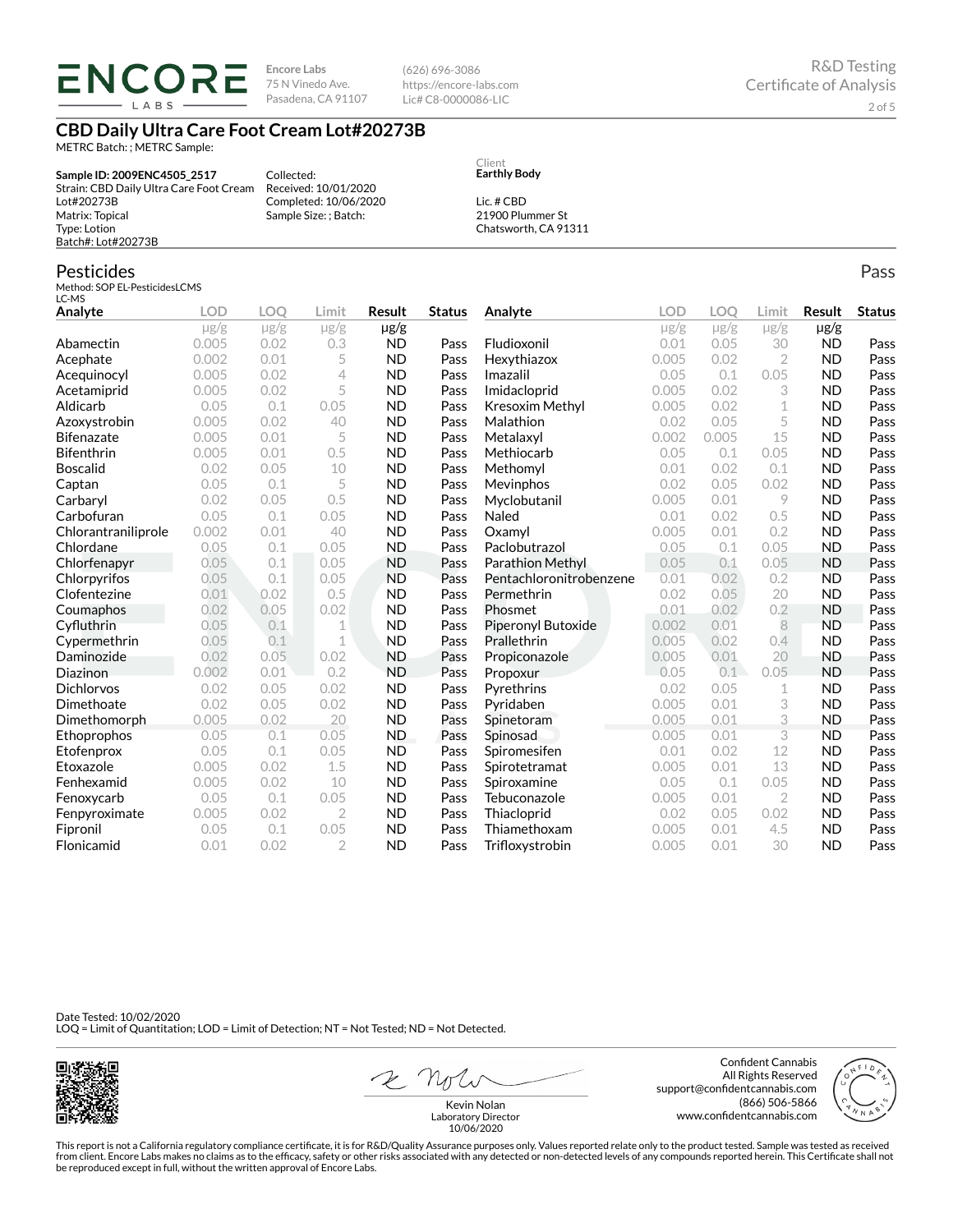**Encore Labs**
75 N Vinedo Ave.
Pasadena, CA 91107

(626) 696-3086
https://encore-labs.com
Lic# C8-0000086-LIC

R&D Testing
Certificate of Analysis

# CBD Daily Ultra Care Foot Cream Lot#20273B

METRC Batch: ; METRC Sample:

**Sample ID: 2009ENC4505_2517**
Strain: CBD Daily Ultra Care Foot Cream Lot#20273B
Matrix: Topical
Type: Lotion
Batch#: Lot#20273B

Collected:
Received: 10/01/2020
Completed: 10/06/2020
Sample Size: ; Batch:

Client
**Earthly Body**

Lic. # CBD
21900 Plummer St
Chatsworth, CA 91311

## Pesticides

Pass

Method: SOP EL-PesticidesLCMS
LC-MS

| Analyte | LOD µg/g | LOQ µg/g | Limit µg/g | Result µg/g | Status |
|---|---|---|---|---|---|
| Abamectin | 0.005 | 0.02 | 0.3 | ND | Pass |
| Acephate | 0.002 | 0.01 | 5 | ND | Pass |
| Acequinocyl | 0.005 | 0.02 | 4 | ND | Pass |
| Acetamiprid | 0.005 | 0.02 | 5 | ND | Pass |
| Aldicarb | 0.05 | 0.1 | 0.05 | ND | Pass |
| Azoxystrobin | 0.005 | 0.02 | 40 | ND | Pass |
| Bifenazate | 0.005 | 0.01 | 5 | ND | Pass |
| Bifenthrin | 0.005 | 0.01 | 0.5 | ND | Pass |
| Boscalid | 0.02 | 0.05 | 10 | ND | Pass |
| Captan | 0.05 | 0.1 | 5 | ND | Pass |
| Carbaryl | 0.02 | 0.05 | 0.5 | ND | Pass |
| Carbofuran | 0.05 | 0.1 | 0.05 | ND | Pass |
| Chlorantraniliprole | 0.002 | 0.01 | 40 | ND | Pass |
| Chlordane | 0.05 | 0.1 | 0.05 | ND | Pass |
| Chlorfenapyr | 0.05 | 0.1 | 0.05 | ND | Pass |
| Chlorpyrifos | 0.05 | 0.1 | 0.05 | ND | Pass |
| Clofentezine | 0.01 | 0.02 | 0.5 | ND | Pass |
| Coumaphos | 0.02 | 0.05 | 0.02 | ND | Pass |
| Cyfluthrin | 0.05 | 0.1 | 1 | ND | Pass |
| Cypermethrin | 0.05 | 0.1 | 1 | ND | Pass |
| Daminozide | 0.02 | 0.05 | 0.02 | ND | Pass |
| Diazinon | 0.002 | 0.01 | 0.2 | ND | Pass |
| Dichlorvos | 0.02 | 0.05 | 0.02 | ND | Pass |
| Dimethoate | 0.02 | 0.05 | 0.02 | ND | Pass |
| Dimethomorph | 0.005 | 0.02 | 20 | ND | Pass |
| Ethoprophos | 0.05 | 0.1 | 0.05 | ND | Pass |
| Etofenprox | 0.05 | 0.1 | 0.05 | ND | Pass |
| Etoxazole | 0.005 | 0.02 | 1.5 | ND | Pass |
| Fenhexamid | 0.005 | 0.02 | 10 | ND | Pass |
| Fenoxycarb | 0.05 | 0.1 | 0.05 | ND | Pass |
| Fenpyroximate | 0.005 | 0.02 | 2 | ND | Pass |
| Fipronil | 0.05 | 0.1 | 0.05 | ND | Pass |
| Flonicamid | 0.01 | 0.02 | 2 | ND | Pass |
| Fludioxonil | 0.01 | 0.05 | 30 | ND | Pass |
| Hexythiazox | 0.005 | 0.02 | 2 | ND | Pass |
| Imazalil | 0.05 | 0.1 | 0.05 | ND | Pass |
| Imidacloprid | 0.005 | 0.02 | 3 | ND | Pass |
| Kresoxim Methyl | 0.005 | 0.02 | 1 | ND | Pass |
| Malathion | 0.02 | 0.05 | 5 | ND | Pass |
| Metalaxyl | 0.002 | 0.005 | 15 | ND | Pass |
| Methiocarb | 0.05 | 0.1 | 0.05 | ND | Pass |
| Methomyl | 0.01 | 0.02 | 0.1 | ND | Pass |
| Mevinphos | 0.02 | 0.05 | 0.02 | ND | Pass |
| Myclobutanil | 0.005 | 0.01 | 9 | ND | Pass |
| Naled | 0.01 | 0.02 | 0.5 | ND | Pass |
| Oxamyl | 0.005 | 0.01 | 0.2 | ND | Pass |
| Paclobutrazol | 0.05 | 0.1 | 0.05 | ND | Pass |
| Parathion Methyl | 0.05 | 0.1 | 0.05 | ND | Pass |
| Pentachloronitrobenzene | 0.01 | 0.02 | 0.2 | ND | Pass |
| Permethrin | 0.02 | 0.05 | 20 | ND | Pass |
| Phosmet | 0.01 | 0.02 | 0.2 | ND | Pass |
| Piperonyl Butoxide | 0.002 | 0.01 | 8 | ND | Pass |
| Prallethrin | 0.005 | 0.02 | 0.4 | ND | Pass |
| Propiconazole | 0.005 | 0.01 | 20 | ND | Pass |
| Propoxur | 0.05 | 0.1 | 0.05 | ND | Pass |
| Pyrethrins | 0.02 | 0.05 | 1 | ND | Pass |
| Pyridaben | 0.005 | 0.01 | 3 | ND | Pass |
| Spinetoram | 0.005 | 0.01 | 3 | ND | Pass |
| Spinosad | 0.005 | 0.01 | 3 | ND | Pass |
| Spiromesifen | 0.01 | 0.02 | 12 | ND | Pass |
| Spirotetramat | 0.005 | 0.01 | 13 | ND | Pass |
| Spiroxamine | 0.05 | 0.1 | 0.05 | ND | Pass |
| Tebuconazole | 0.005 | 0.01 | 2 | ND | Pass |
| Thiacloprid | 0.02 | 0.05 | 0.02 | ND | Pass |
| Thiamethoxam | 0.005 | 0.01 | 4.5 | ND | Pass |
| Trifloxystrobin | 0.005 | 0.01 | 30 | ND | Pass |

Date Tested: 10/02/2020
LOQ = Limit of Quantitation; LOD = Limit of Detection; NT = Not Tested; ND = Not Detected.

Kevin Nolan
Laboratory Director
10/06/2020

Confident Cannabis
All Rights Reserved
support@confidentcannabis.com
(866) 506-5866
www.confidentcannabis.com

This report is not a California regulatory compliance certificate, it is for R&D/Quality Assurance purposes only. Values reported relate only to the product tested. Sample was tested as received from client. Encore Labs makes no claims as to the efficacy, safety or other risks associated with any detected or non-detected levels of any compounds reported herein. This Certificate shall not be reproduced except in full, without the written approval of Encore Labs.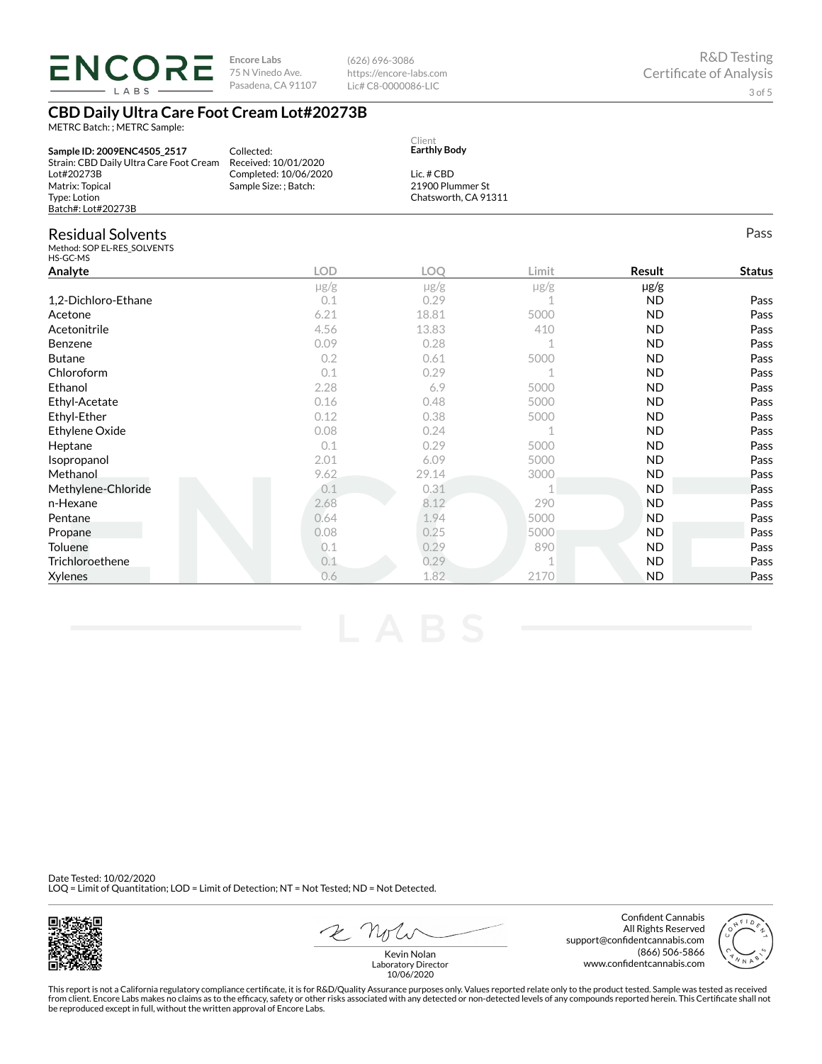# CBD Daily Ultra Care Foot Cream Lot#20273B

METRC Batch: ; METRC Sample:

**Sample ID: 2009ENC4505_2517**
Strain: CBD Daily Ultra Care Foot Cream Lot#20273B
Matrix: Topical
Type: Lotion
Batch#: Lot#20273B

Collected:
Received: 10/01/2020
Completed: 10/06/2020
Sample Size: ; Batch:

Client
**Earthly Body**

Lic. # CBD
21900 Plummer St
Chatsworth, CA 91311

## Residual Solvents

Pass

Method: SOP EL-RES_SOLVENTS
HS-GC-MS

| Analyte | LOD | LOQ | Limit | Result | Status |
|---|---|---|---|---|---|
| | μg/g | μg/g | μg/g | μg/g | |
| 1,2-Dichloro-Ethane | 0.1 | 0.29 | 1 | ND | Pass |
| Acetone | 6.21 | 18.81 | 5000 | ND | Pass |
| Acetonitrile | 4.56 | 13.83 | 410 | ND | Pass |
| Benzene | 0.09 | 0.28 | 1 | ND | Pass |
| Butane | 0.2 | 0.61 | 5000 | ND | Pass |
| Chloroform | 0.1 | 0.29 | 1 | ND | Pass |
| Ethanol | 2.28 | 6.9 | 5000 | ND | Pass |
| Ethyl-Acetate | 0.16 | 0.48 | 5000 | ND | Pass |
| Ethyl-Ether | 0.12 | 0.38 | 5000 | ND | Pass |
| Ethylene Oxide | 0.08 | 0.24 | 1 | ND | Pass |
| Heptane | 0.1 | 0.29 | 5000 | ND | Pass |
| Isopropanol | 2.01 | 6.09 | 5000 | ND | Pass |
| Methanol | 9.62 | 29.14 | 3000 | ND | Pass |
| Methylene-Chloride | 0.1 | 0.31 | 1 | ND | Pass |
| n-Hexane | 2.68 | 8.12 | 290 | ND | Pass |
| Pentane | 0.64 | 1.94 | 5000 | ND | Pass |
| Propane | 0.08 | 0.25 | 5000 | ND | Pass |
| Toluene | 0.1 | 0.29 | 890 | ND | Pass |
| Trichloroethene | 0.1 | 0.29 | 1 | ND | Pass |
| Xylenes | 0.6 | 1.82 | 2170 | ND | Pass |

Date Tested: 10/02/2020
LOQ = Limit of Quantitation; LOD = Limit of Detection; NT = Not Tested; ND = Not Detected.

Kevin Nolan
Laboratory Director
10/06/2020

Confident Cannabis
All Rights Reserved
support@confidentcannabis.com
(866) 506-5866
www.confidentcannabis.com

This report is not a California regulatory compliance certificate, it is for R&D/Quality Assurance purposes only. Values reported relate only to the product tested. Sample was tested as received from client. Encore Labs makes no claims as to the efficacy, safety or other risks associated with any detected or non-detected levels of any compounds reported herein. This Certificate shall not be reproduced except in full, without the written approval of Encore Labs.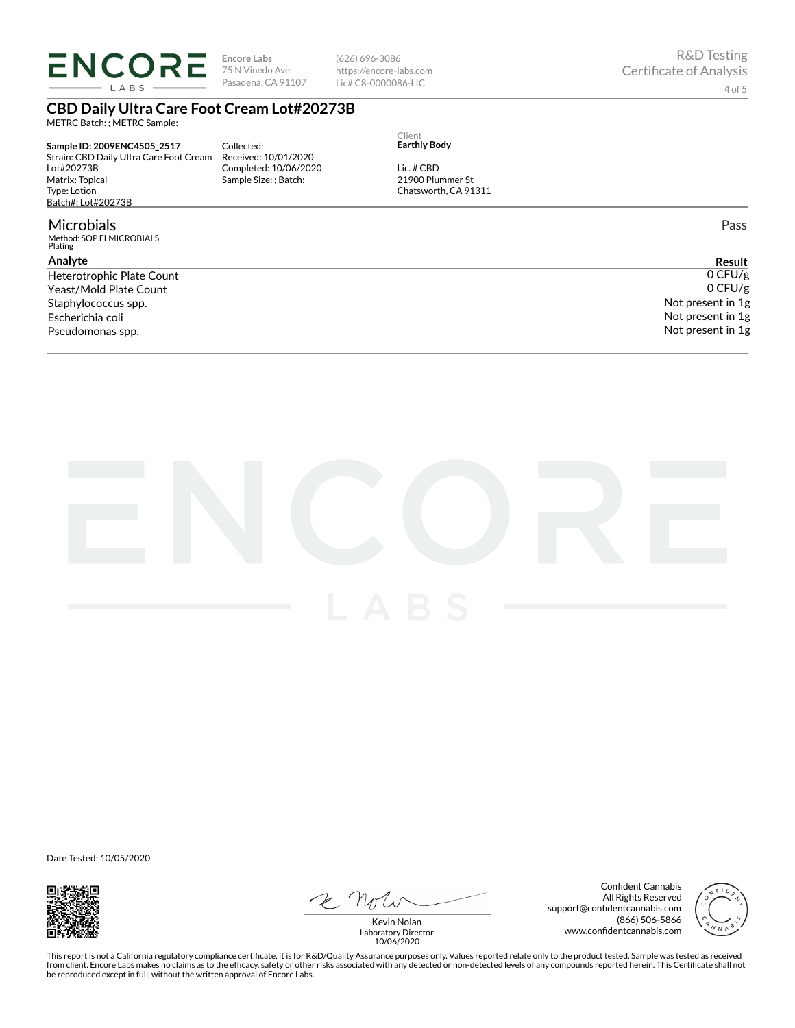**ENCORE LABS**

**Encore Labs**
75 N Vinedo Ave.
Pasadena, CA 91107

(626) 696-3086
https://encore-labs.com
Lic# C8-0000086-LIC

R&D Testing
Certificate of Analysis

## CBD Daily Ultra Care Foot Cream Lot#20273B

METRC Batch: ; METRC Sample:

**Sample ID: 2009ENC4505_2517**
Strain: CBD Daily Ultra Care Foot Cream Lot#20273B
Matrix: Topical
Type: Lotion
Batch#: Lot#20273B

Collected:
Received: 10/01/2020
Completed: 10/06/2020
Sample Size: ; Batch:

Client
**Earthly Body**

Lic. # CBD
21900 Plummer St
Chatsworth, CA 91311

### Microbials

Pass

Method: SOP ELMICROBIALS
Plating

| Analyte | Result |
|---|---|
| Heterotrophic Plate Count | 0 CFU/g |
| Yeast/Mold Plate Count | 0 CFU/g |
| Staphylococcus spp. | Not present in 1g |
| Escherichia coli | Not present in 1g |
| Pseudomonas spp. | Not present in 1g |

Date Tested: 10/05/2020

Kevin Nolan
Laboratory Director
10/06/2020

Confident Cannabis
All Rights Reserved
support@confidentcannabis.com
(866) 506-5866
www.confidentcannabis.com

This report is not a California regulatory compliance certificate, it is for R&D/Quality Assurance purposes only. Values reported relate only to the product tested. Sample was tested as received from client. Encore Labs makes no claims as to the efficacy, safety or other risks associated with any detected or non-detected levels of any compounds reported herein. This Certificate shall not be reproduced except in full, without the written approval of Encore Labs.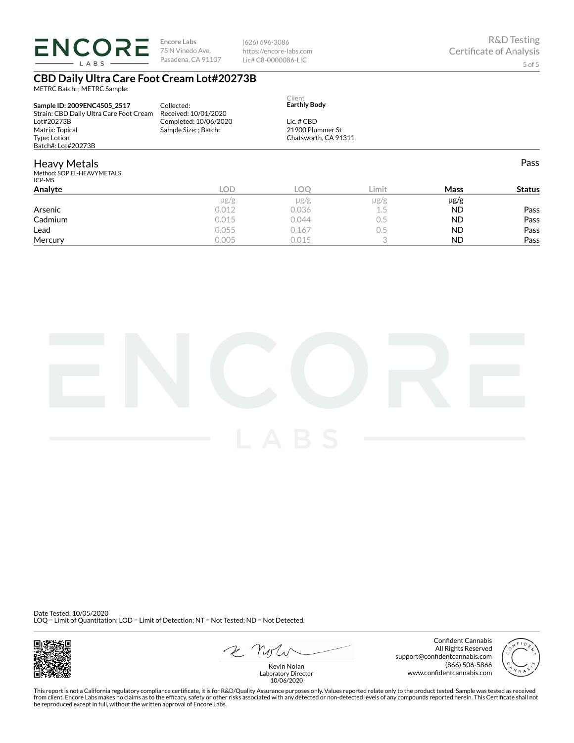**Encore Labs**
75 N Vinedo Ave.
Pasadena, CA 91107

(626) 696-3086
https://encore-labs.com
Lic# C8-0000086-LIC

R&D Testing
Certificate of Analysis

## CBD Daily Ultra Care Foot Cream Lot#20273B

METRC Batch: ; METRC Sample:

**Sample ID: 2009ENC4505_2517**
Strain: CBD Daily Ultra Care Foot Cream Lot#20273B
Matrix: Topical
Type: Lotion
Batch#: Lot#20273B

Collected:
Received: 10/01/2020
Completed: 10/06/2020
Sample Size: ; Batch:

Client
**Earthly Body**

Lic. # CBD
21900 Plummer St
Chatsworth, CA 91311

## Heavy Metals

Pass

Method: SOP EL-HEAVYMETALS
ICP-MS

| Analyte | LOD | LOQ | Limit | Mass | Status |
|---|---|---|---|---|---|
| | μg/g | μg/g | μg/g | μg/g | |
| Arsenic | 0.012 | 0.036 | 1.5 | ND | Pass |
| Cadmium | 0.015 | 0.044 | 0.5 | ND | Pass |
| Lead | 0.055 | 0.167 | 0.5 | ND | Pass |
| Mercury | 0.005 | 0.015 | 3 | ND | Pass |

Date Tested: 10/05/2020
LOQ = Limit of Quantitation; LOD = Limit of Detection; NT = Not Tested; ND = Not Detected.

Kevin Nolan
Laboratory Director
10/06/2020

Confident Cannabis
All Rights Reserved
support@confidentcannabis.com
(866) 506-5866
www.confidentcannabis.com

This report is not a California regulatory compliance certificate, it is for R&D/Quality Assurance purposes only. Values reported relate only to the product tested. Sample was tested as received from client. Encore Labs makes no claims as to the efficacy, safety or other risks associated with any detected or non-detected levels of any compounds reported herein. This Certificate shall not be reproduced except in full, without the written approval of Encore Labs.